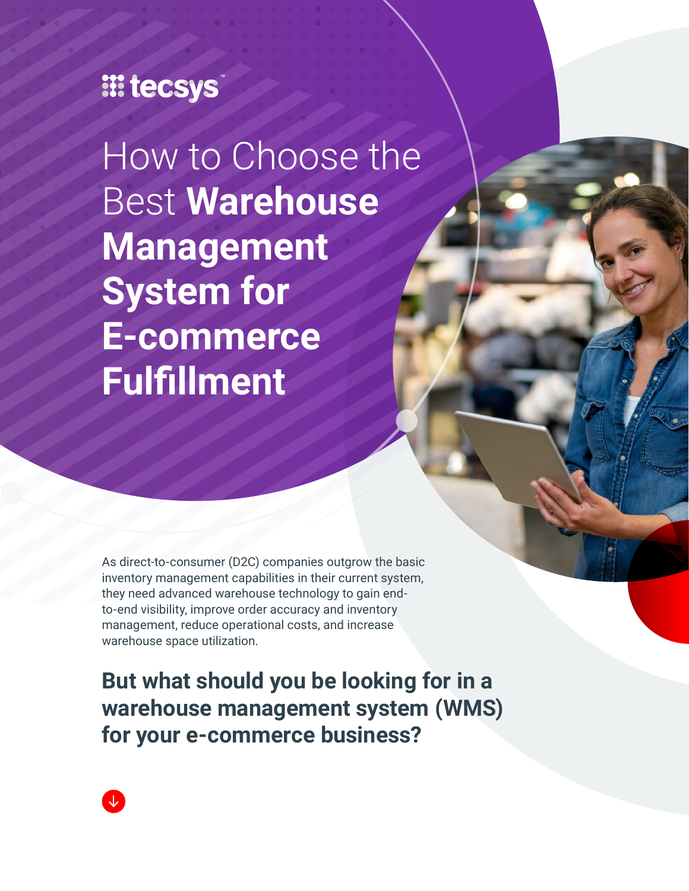tecsys

# How to Choose the Best **Warehouse Management System for E-commerce Fulfillment**

As direct-to-consumer (D2C) companies outgrow the basic inventory management capabilities in their current system, they need advanced warehouse technology to gain end-to-end visibility, improve order accuracy and inventory management, reduce operational costs, and increase warehouse space utilization.

## But what should you be looking for in a warehouse management system (WMS) for your e-commerce business?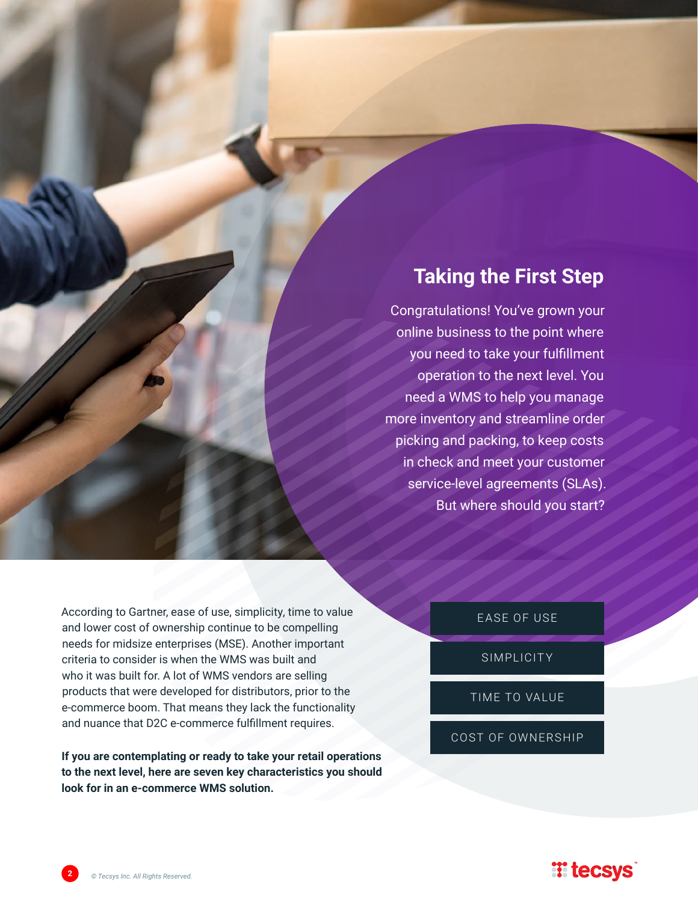## Taking the First Step

Congratulations! You've grown your online business to the point where you need to take your fulfillment operation to the next level. You need a WMS to help you manage more inventory and streamline order picking and packing, to keep costs in check and meet your customer service-level agreements (SLAs). But where should you start?

According to Gartner, ease of use, simplicity, time to value and lower cost of ownership continue to be compelling needs for midsize enterprises (MSE). Another important criteria to consider is when the WMS was built and who it was built for. A lot of WMS vendors are selling products that were developed for distributors, prior to the e-commerce boom. That means they lack the functionality and nuance that D2C e-commerce fulfillment requires.

**If you are contemplating or ready to take your retail operations to the next level, here are seven key characteristics you should look for in an e-commerce WMS solution.**

- EASE OF USE
- SIMPLICITY
- TIME TO VALUE
- COST OF OWNERSHIP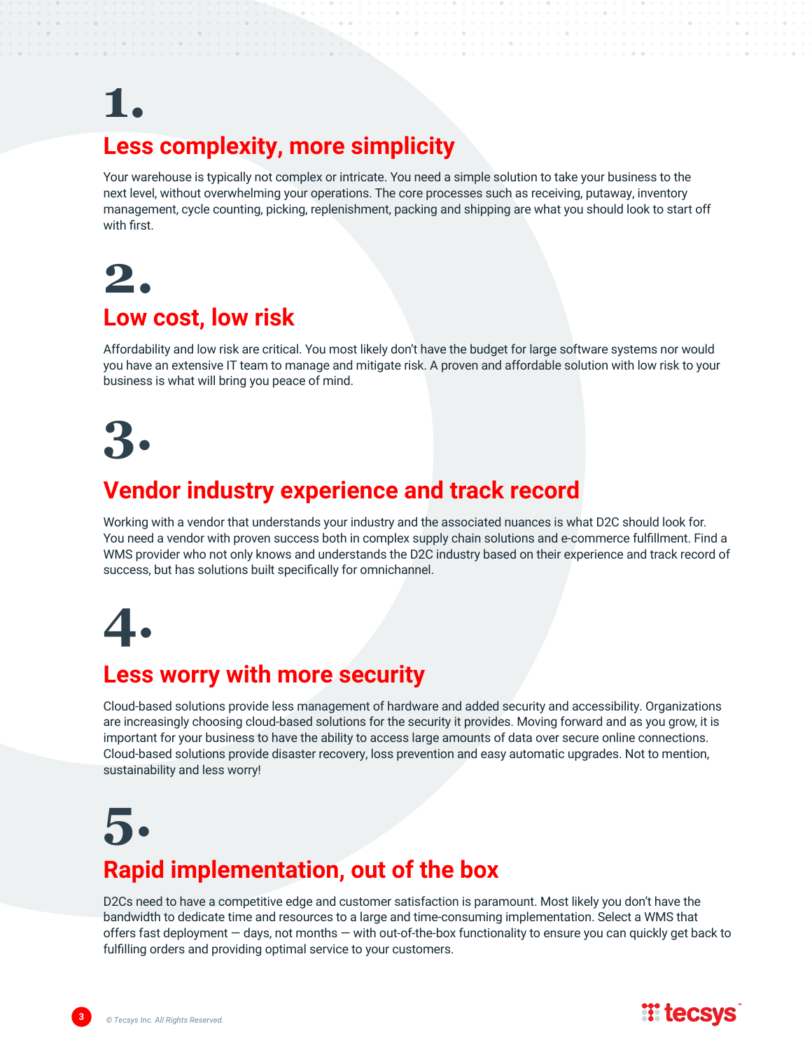# 1.

## Less complexity, more simplicity

Your warehouse is typically not complex or intricate. You need a simple solution to take your business to the next level, without overwhelming your operations. The core processes such as receiving, putaway, inventory management, cycle counting, picking, replenishment, packing and shipping are what you should look to start off with first.

# 2.

## Low cost, low risk

Affordability and low risk are critical. You most likely don't have the budget for large software systems nor would you have an extensive IT team to manage and mitigate risk. A proven and affordable solution with low risk to your business is what will bring you peace of mind.

# 3.

## Vendor industry experience and track record

Working with a vendor that understands your industry and the associated nuances is what D2C should look for. You need a vendor with proven success both in complex supply chain solutions and e-commerce fulfillment. Find a WMS provider who not only knows and understands the D2C industry based on their experience and track record of success, but has solutions built specifically for omnichannel.

# 4.

## Less worry with more security

Cloud-based solutions provide less management of hardware and added security and accessibility. Organizations are increasingly choosing cloud-based solutions for the security it provides. Moving forward and as you grow, it is important for your business to have the ability to access large amounts of data over secure online connections. Cloud-based solutions provide disaster recovery, loss prevention and easy automatic upgrades. Not to mention, sustainability and less worry!

# 5.

## Rapid implementation, out of the box

D2Cs need to have a competitive edge and customer satisfaction is paramount. Most likely you don't have the bandwidth to dedicate time and resources to a large and time-consuming implementation. Select a WMS that offers fast deployment — days, not months — with out-of-the-box functionality to ensure you can quickly get back to fulfilling orders and providing optimal service to your customers.

*© Tecsys Inc. All Rights Reserved.*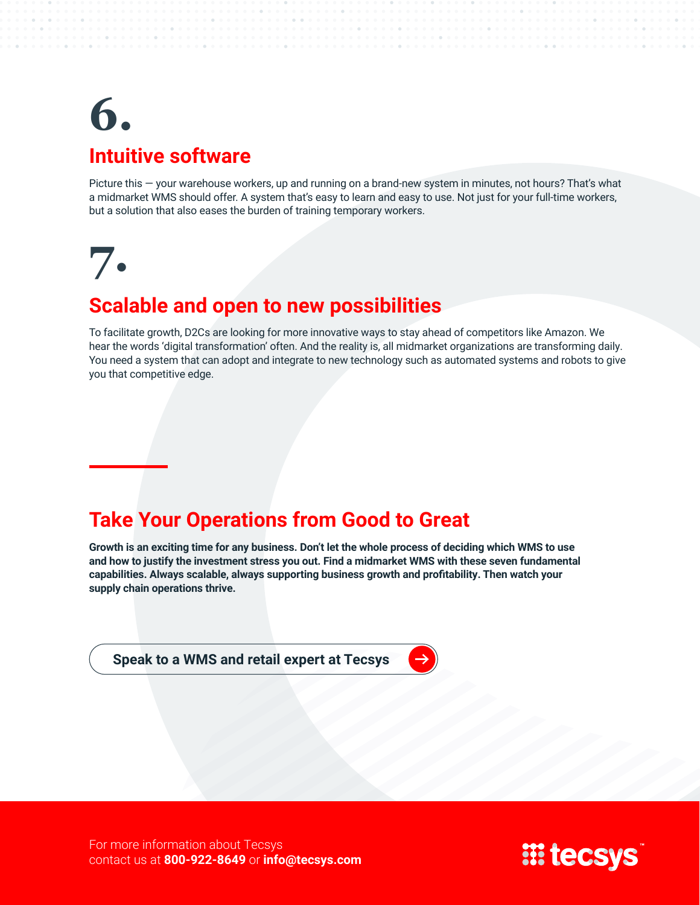# 6.

## Intuitive software

Picture this — your warehouse workers, up and running on a brand-new system in minutes, not hours? That's what a midmarket WMS should offer. A system that's easy to learn and easy to use. Not just for your full-time workers, but a solution that also eases the burden of training temporary workers.

# 7.

## Scalable and open to new possibilities

To facilitate growth, D2Cs are looking for more innovative ways to stay ahead of competitors like Amazon. We hear the words 'digital transformation' often. And the reality is, all midmarket organizations are transforming daily. You need a system that can adopt and integrate to new technology such as automated systems and robots to give you that competitive edge.

## Take Your Operations from Good to Great

**Growth is an exciting time for any business. Don't let the whole process of deciding which WMS to use and how to justify the investment stress you out. Find a midmarket WMS with these seven fundamental capabilities. Always scalable, always supporting business growth and profitability. Then watch your supply chain operations thrive.**

**Speak to a WMS and retail expert at Tecsys**

For more information about Tecsys
contact us at **800-922-8649** or **info@tecsys.com**

tecsys™